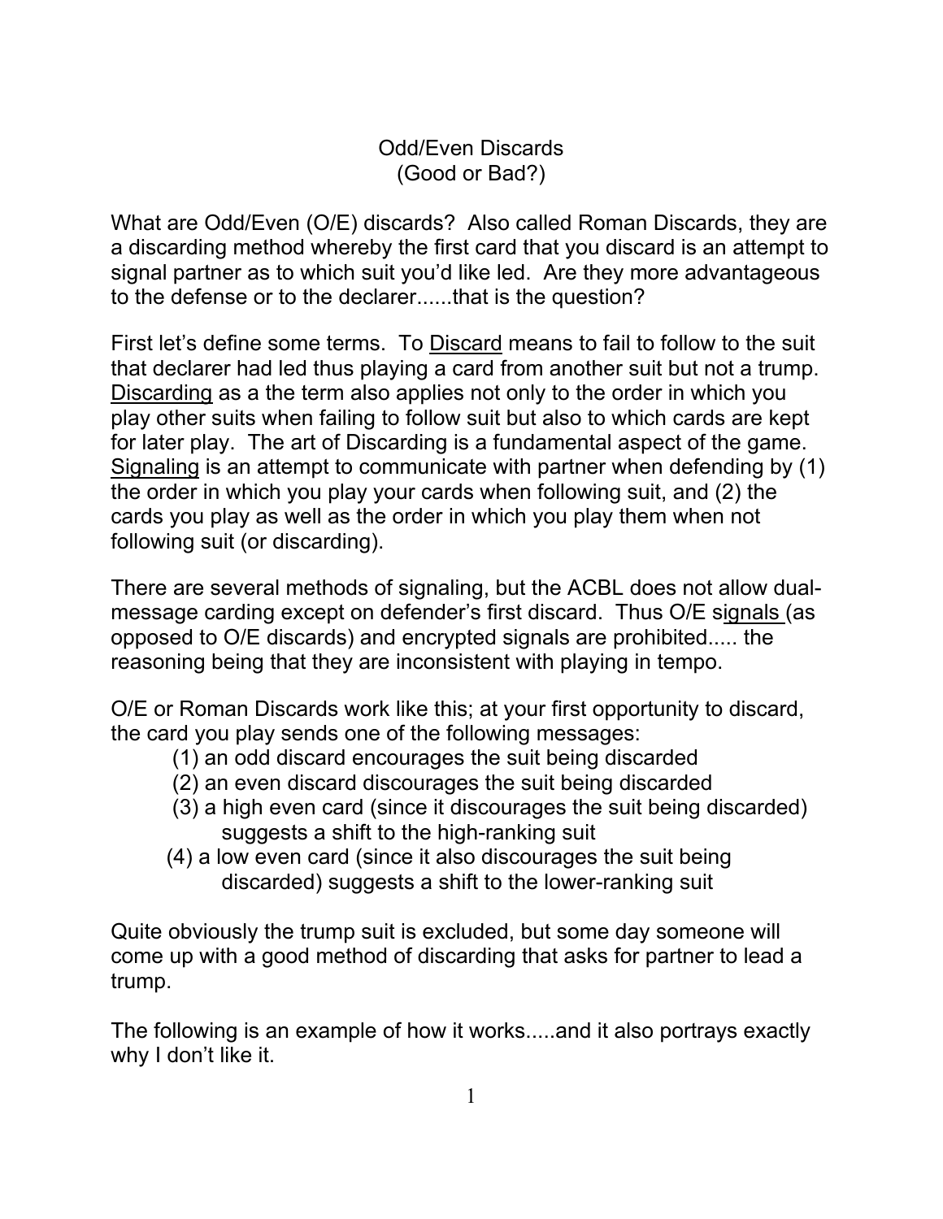# Odd/Even Discards
## (Good or Bad?)

What are Odd/Even (O/E) discards? Also called Roman Discards, they are a discarding method whereby the first card that you discard is an attempt to signal partner as to which suit you'd like led. Are they more advantageous to the defense or to the declarer......that is the question?

First let's define some terms. To <u>Discard</u> means to fail to follow to the suit that declarer had led thus playing a card from another suit but not a trump. <u>Discarding</u> as a the term also applies not only to the order in which you play other suits when failing to follow suit but also to which cards are kept for later play. The art of Discarding is a fundamental aspect of the game. <u>Signaling</u> is an attempt to communicate with partner when defending by (1) the order in which you play your cards when following suit, and (2) the cards you play as well as the order in which you play them when not following suit (or discarding).

There are several methods of signaling, but the ACBL does not allow dual-message carding except on defender's first discard. Thus O/E s<u>ignals</u> (as opposed to O/E discards) and encrypted signals are prohibited..... the reasoning being that they are inconsistent with playing in tempo.

O/E or Roman Discards work like this; at your first opportunity to discard, the card you play sends one of the following messages:

(1) an odd discard encourages the suit being discarded
(2) an even discard discourages the suit being discarded
(3) a high even card (since it discourages the suit being discarded) suggests a shift to the high-ranking suit
(4) a low even card (since it also discourages the suit being discarded) suggests a shift to the lower-ranking suit

Quite obviously the trump suit is excluded, but some day someone will come up with a good method of discarding that asks for partner to lead a trump.

The following is an example of how it works.....and it also portrays exactly why I don't like it.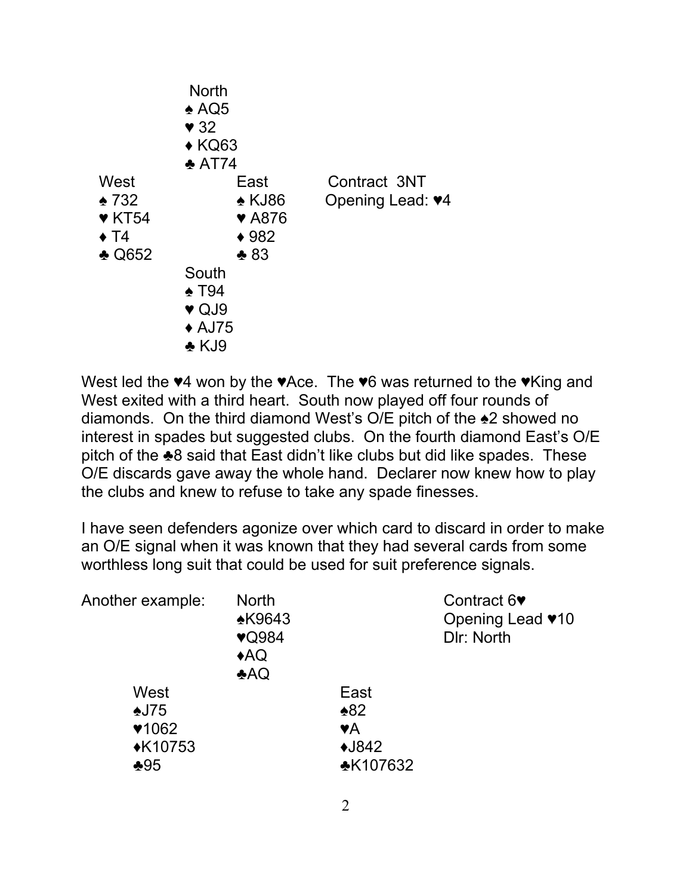```
              North
              ♠ AQ5
              ♥ 32
              ♦ KQ63
              ♣ AT74
West                    East           Contract  3NT
♠ 732                   ♠ KJ86         Opening Lead: ♥4
♥ KT54                  ♥ A876
♦ T4                    ♦ 982
♣ Q652                  ♣ 83
              South
              ♠ T94
              ♥ QJ9
              ♦ AJ75
              ♣ KJ9
```

West led the ♥4 won by the ♥Ace. The ♥6 was returned to the ♥King and West exited with a third heart. South now played off four rounds of diamonds. On the third diamond West's O/E pitch of the ♠2 showed no interest in spades but suggested clubs. On the fourth diamond East's O/E pitch of the ♣8 said that East didn't like clubs but did like spades. These O/E discards gave away the whole hand. Declarer now knew how to play the clubs and knew to refuse to take any spade finesses.

I have seen defenders agonize over which card to discard in order to make an O/E signal when it was known that they had several cards from some worthless long suit that could be used for suit preference signals.

```
Another example:    North                          Contract 6♥
                    ♠K9643                         Opening Lead ♥10
                    ♥Q984                          Dlr: North
                    ♦AQ
                    ♣AQ
      West                        East
      ♠J75                        ♠82
      ♥1062                       ♥A
      ♦K10753                     ♦J842
      ♣95                         ♣K107632
```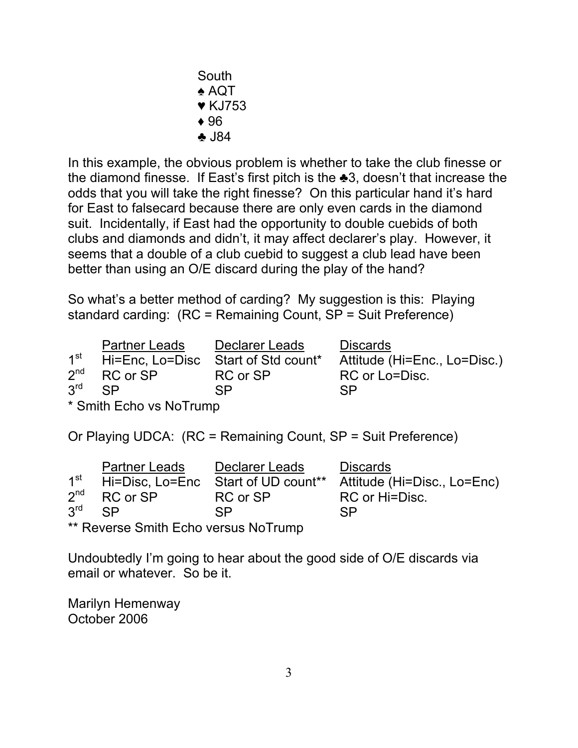South
♠ AQT
♥ KJ753
♦ 96
♣ J84

In this example, the obvious problem is whether to take the club finesse or the diamond finesse. If East's first pitch is the ♣3, doesn't that increase the odds that you will take the right finesse? On this particular hand it's hard for East to falsecard because there are only even cards in the diamond suit. Incidentally, if East had the opportunity to double cuebids of both clubs and diamonds and didn't, it may affect declarer's play. However, it seems that a double of a club cuebid to suggest a club lead have been better than using an O/E discard during the play of the hand?

So what's a better method of carding? My suggestion is this: Playing standard carding: (RC = Remaining Count, SP = Suit Preference)

| | Partner Leads | Declarer Leads | Discards |
|---|---|---|---|
| 1st | Hi=Enc, Lo=Disc | Start of Std count* | Attitude (Hi=Enc., Lo=Disc.) |
| 2nd | RC or SP | RC or SP | RC or Lo=Disc. |
| 3rd | SP | SP | SP |

\* Smith Echo vs NoTrump

Or Playing UDCA: (RC = Remaining Count, SP = Suit Preference)

| | Partner Leads | Declarer Leads | Discards |
|---|---|---|---|
| 1st | Hi=Disc, Lo=Enc | Start of UD count** | Attitude (Hi=Disc., Lo=Enc) |
| 2nd | RC or SP | RC or SP | RC or Hi=Disc. |
| 3rd | SP | SP | SP |

\** Reverse Smith Echo versus NoTrump

Undoubtedly I'm going to hear about the good side of O/E discards via email or whatever. So be it.

Marilyn Hemenway
October 2006